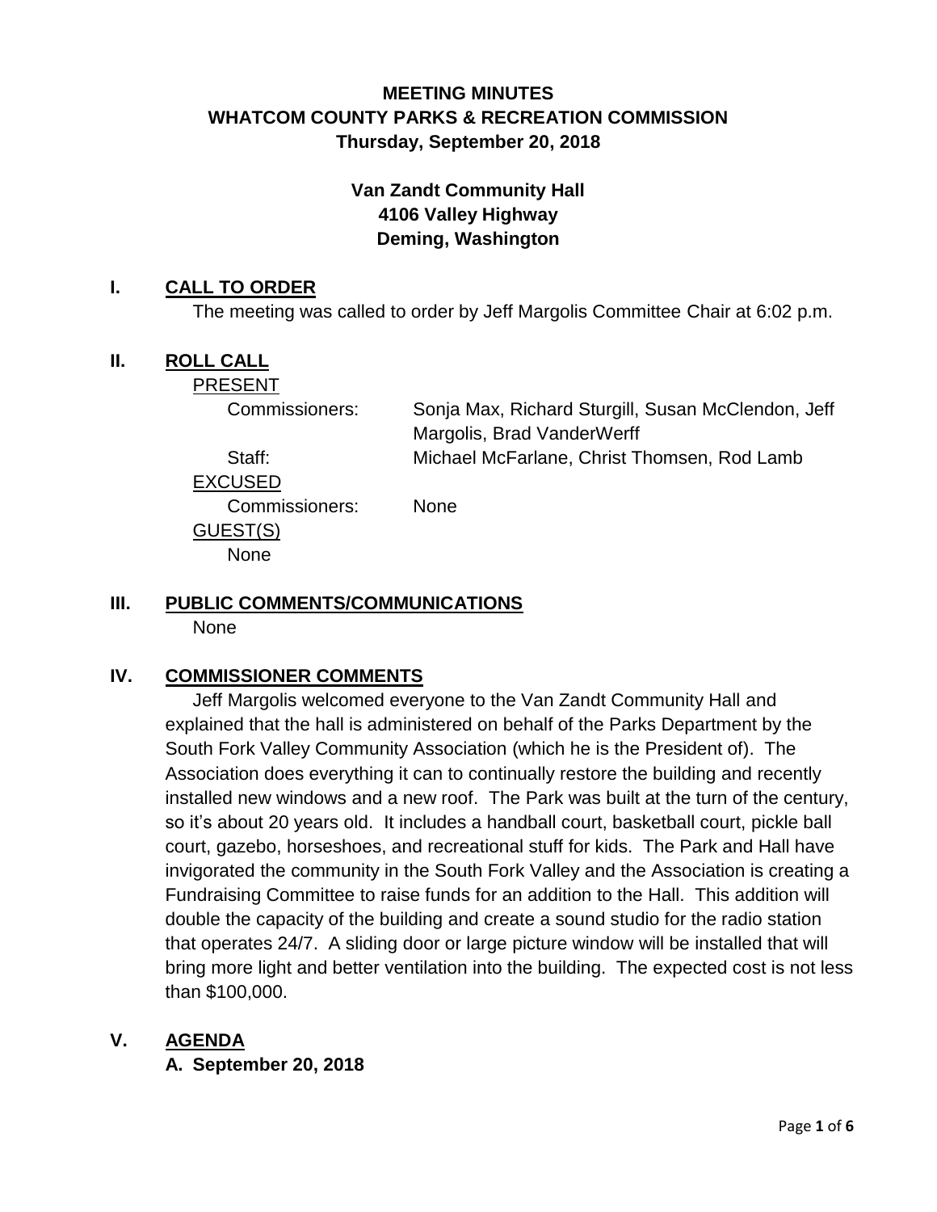# MEETING MINUTES
# WHATCOM COUNTY PARKS & RECREATION COMMISSION
## Thursday, September 20, 2018

**Van Zandt Community Hall**
**4106 Valley Highway**
**Deming, Washington**

## I. CALL TO ORDER

The meeting was called to order by Jeff Margolis Committee Chair at 6:02 p.m.

## II. ROLL CALL

PRESENT

Commissioners: Sonja Max, Richard Sturgill, Susan McClendon, Jeff Margolis, Brad VanderWerff

Staff: Michael McFarlane, Christ Thomsen, Rod Lamb

EXCUSED

Commissioners: None

GUEST(S)

None

## III. PUBLIC COMMENTS/COMMUNICATIONS

None

## IV. COMMISSIONER COMMENTS

Jeff Margolis welcomed everyone to the Van Zandt Community Hall and explained that the hall is administered on behalf of the Parks Department by the South Fork Valley Community Association (which he is the President of). The Association does everything it can to continually restore the building and recently installed new windows and a new roof. The Park was built at the turn of the century, so it's about 20 years old. It includes a handball court, basketball court, pickle ball court, gazebo, horseshoes, and recreational stuff for kids. The Park and Hall have invigorated the community in the South Fork Valley and the Association is creating a Fundraising Committee to raise funds for an addition to the Hall. This addition will double the capacity of the building and create a sound studio for the radio station that operates 24/7. A sliding door or large picture window will be installed that will bring more light and better ventilation into the building. The expected cost is not less than $100,000.

## V. AGENDA

### A. September 20, 2018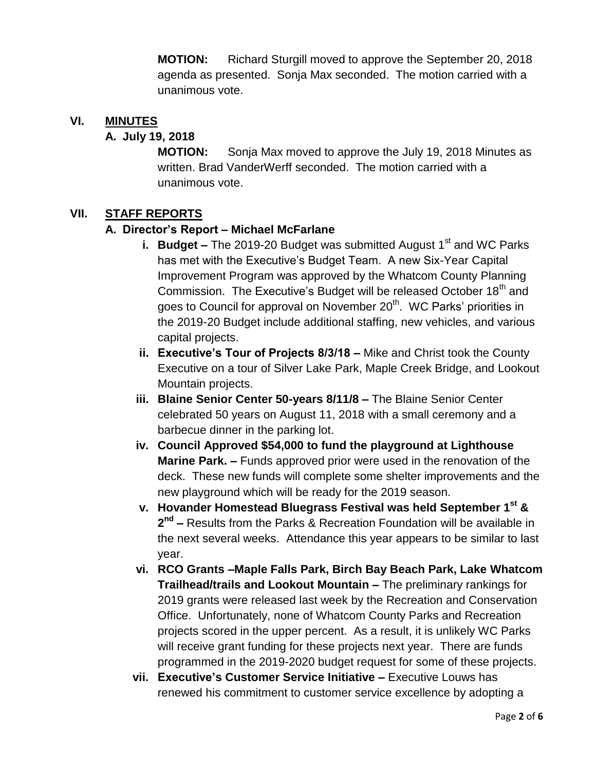**MOTION:** Richard Sturgill moved to approve the September 20, 2018 agenda as presented. Sonja Max seconded. The motion carried with a unanimous vote.

## VI. MINUTES

### A. July 19, 2018

**MOTION:** Sonja Max moved to approve the July 19, 2018 Minutes as written. Brad VanderWerff seconded. The motion carried with a unanimous vote.

## VII. STAFF REPORTS

### A. Director's Report – Michael McFarlane

i. **Budget –** The 2019-20 Budget was submitted August 1st and WC Parks has met with the Executive's Budget Team. A new Six-Year Capital Improvement Program was approved by the Whatcom County Planning Commission. The Executive's Budget will be released October 18th and goes to Council for approval on November 20th. WC Parks' priorities in the 2019-20 Budget include additional staffing, new vehicles, and various capital projects.

ii. **Executive's Tour of Projects 8/3/18 –** Mike and Christ took the County Executive on a tour of Silver Lake Park, Maple Creek Bridge, and Lookout Mountain projects.

iii. **Blaine Senior Center 50-years 8/11/8 –** The Blaine Senior Center celebrated 50 years on August 11, 2018 with a small ceremony and a barbecue dinner in the parking lot.

iv. **Council Approved $54,000 to fund the playground at Lighthouse Marine Park. –** Funds approved prior were used in the renovation of the deck. These new funds will complete some shelter improvements and the new playground which will be ready for the 2019 season.

v. **Hovander Homestead Bluegrass Festival was held September 1st & 2nd –** Results from the Parks & Recreation Foundation will be available in the next several weeks. Attendance this year appears to be similar to last year.

vi. **RCO Grants –Maple Falls Park, Birch Bay Beach Park, Lake Whatcom Trailhead/trails and Lookout Mountain –** The preliminary rankings for 2019 grants were released last week by the Recreation and Conservation Office. Unfortunately, none of Whatcom County Parks and Recreation projects scored in the upper percent. As a result, it is unlikely WC Parks will receive grant funding for these projects next year. There are funds programmed in the 2019-2020 budget request for some of these projects.

vii. **Executive's Customer Service Initiative –** Executive Louws has renewed his commitment to customer service excellence by adopting a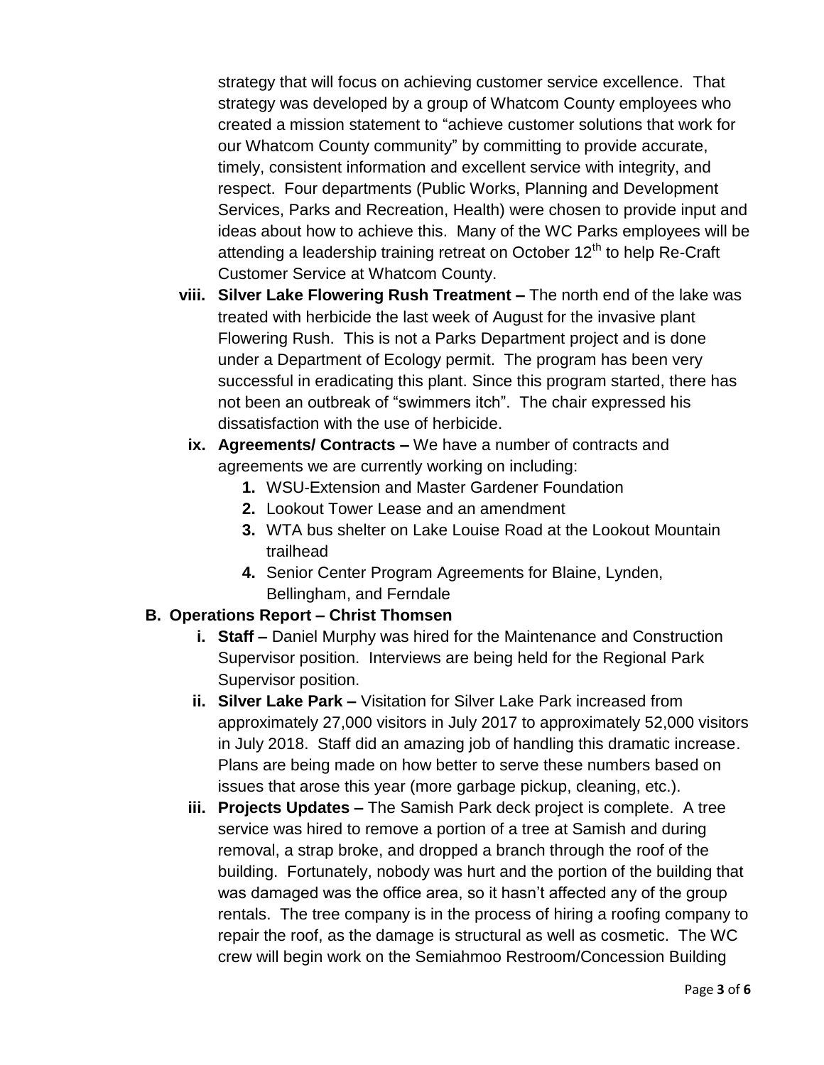strategy that will focus on achieving customer service excellence. That strategy was developed by a group of Whatcom County employees who created a mission statement to "achieve customer solutions that work for our Whatcom County community" by committing to provide accurate, timely, consistent information and excellent service with integrity, and respect. Four departments (Public Works, Planning and Development Services, Parks and Recreation, Health) were chosen to provide input and ideas about how to achieve this. Many of the WC Parks employees will be attending a leadership training retreat on October 12th to help Re-Craft Customer Service at Whatcom County.

viii. **Silver Lake Flowering Rush Treatment –** The north end of the lake was treated with herbicide the last week of August for the invasive plant Flowering Rush. This is not a Parks Department project and is done under a Department of Ecology permit. The program has been very successful in eradicating this plant. Since this program started, there has not been an outbreak of "swimmers itch". The chair expressed his dissatisfaction with the use of herbicide.

ix. **Agreements/ Contracts –** We have a number of contracts and agreements we are currently working on including:
   1. WSU-Extension and Master Gardener Foundation
   2. Lookout Tower Lease and an amendment
   3. WTA bus shelter on Lake Louise Road at the Lookout Mountain trailhead
   4. Senior Center Program Agreements for Blaine, Lynden, Bellingham, and Ferndale

**B. Operations Report – Christ Thomsen**

i. **Staff –** Daniel Murphy was hired for the Maintenance and Construction Supervisor position. Interviews are being held for the Regional Park Supervisor position.

ii. **Silver Lake Park –** Visitation for Silver Lake Park increased from approximately 27,000 visitors in July 2017 to approximately 52,000 visitors in July 2018. Staff did an amazing job of handling this dramatic increase. Plans are being made on how better to serve these numbers based on issues that arose this year (more garbage pickup, cleaning, etc.).

iii. **Projects Updates –** The Samish Park deck project is complete. A tree service was hired to remove a portion of a tree at Samish and during removal, a strap broke, and dropped a branch through the roof of the building. Fortunately, nobody was hurt and the portion of the building that was damaged was the office area, so it hasn't affected any of the group rentals. The tree company is in the process of hiring a roofing company to repair the roof, as the damage is structural as well as cosmetic. The WC crew will begin work on the Semiahmoo Restroom/Concession Building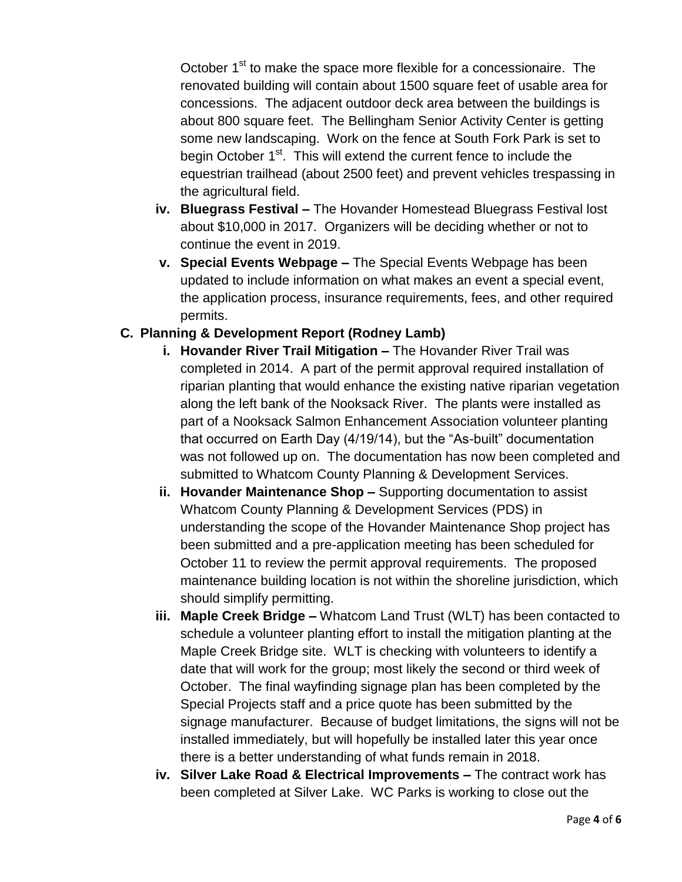October 1st to make the space more flexible for a concessionaire. The renovated building will contain about 1500 square feet of usable area for concessions. The adjacent outdoor deck area between the buildings is about 800 square feet. The Bellingham Senior Activity Center is getting some new landscaping. Work on the fence at South Fork Park is set to begin October 1st. This will extend the current fence to include the equestrian trailhead (about 2500 feet) and prevent vehicles trespassing in the agricultural field.

iv. **Bluegrass Festival –** The Hovander Homestead Bluegrass Festival lost about $10,000 in 2017. Organizers will be deciding whether or not to continue the event in 2019.

v. **Special Events Webpage –** The Special Events Webpage has been updated to include information on what makes an event a special event, the application process, insurance requirements, fees, and other required permits.

**C. Planning & Development Report (Rodney Lamb)**

i. **Hovander River Trail Mitigation –** The Hovander River Trail was completed in 2014. A part of the permit approval required installation of riparian planting that would enhance the existing native riparian vegetation along the left bank of the Nooksack River. The plants were installed as part of a Nooksack Salmon Enhancement Association volunteer planting that occurred on Earth Day (4/19/14), but the "As-built" documentation was not followed up on. The documentation has now been completed and submitted to Whatcom County Planning & Development Services.

ii. **Hovander Maintenance Shop –** Supporting documentation to assist Whatcom County Planning & Development Services (PDS) in understanding the scope of the Hovander Maintenance Shop project has been submitted and a pre-application meeting has been scheduled for October 11 to review the permit approval requirements. The proposed maintenance building location is not within the shoreline jurisdiction, which should simplify permitting.

iii. **Maple Creek Bridge –** Whatcom Land Trust (WLT) has been contacted to schedule a volunteer planting effort to install the mitigation planting at the Maple Creek Bridge site. WLT is checking with volunteers to identify a date that will work for the group; most likely the second or third week of October. The final wayfinding signage plan has been completed by the Special Projects staff and a price quote has been submitted by the signage manufacturer. Because of budget limitations, the signs will not be installed immediately, but will hopefully be installed later this year once there is a better understanding of what funds remain in 2018.

iv. **Silver Lake Road & Electrical Improvements –** The contract work has been completed at Silver Lake. WC Parks is working to close out the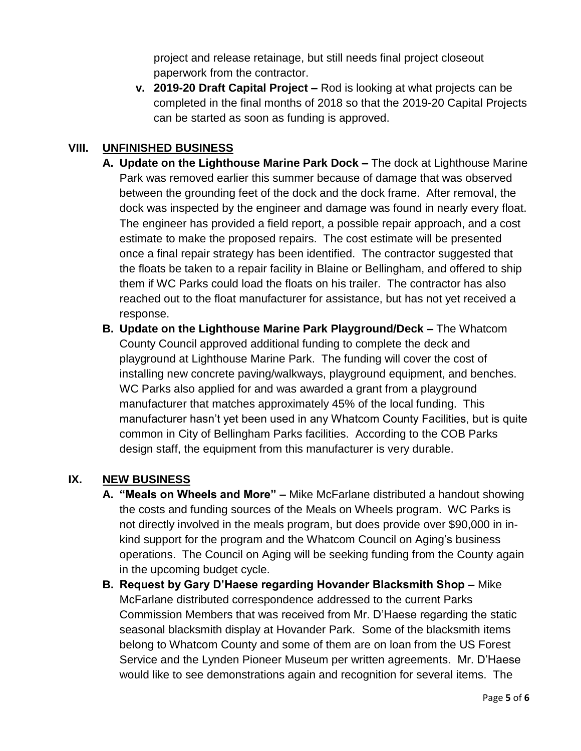project and release retainage, but still needs final project closeout paperwork from the contractor.

v. **2019-20 Draft Capital Project –** Rod is looking at what projects can be completed in the final months of 2018 so that the 2019-20 Capital Projects can be started as soon as funding is approved.

## VIII. UNFINISHED BUSINESS

**A. Update on the Lighthouse Marine Park Dock –** The dock at Lighthouse Marine Park was removed earlier this summer because of damage that was observed between the grounding feet of the dock and the dock frame. After removal, the dock was inspected by the engineer and damage was found in nearly every float. The engineer has provided a field report, a possible repair approach, and a cost estimate to make the proposed repairs. The cost estimate will be presented once a final repair strategy has been identified. The contractor suggested that the floats be taken to a repair facility in Blaine or Bellingham, and offered to ship them if WC Parks could load the floats on his trailer. The contractor has also reached out to the float manufacturer for assistance, but has not yet received a response.

**B. Update on the Lighthouse Marine Park Playground/Deck –** The Whatcom County Council approved additional funding to complete the deck and playground at Lighthouse Marine Park. The funding will cover the cost of installing new concrete paving/walkways, playground equipment, and benches. WC Parks also applied for and was awarded a grant from a playground manufacturer that matches approximately 45% of the local funding. This manufacturer hasn't yet been used in any Whatcom County Facilities, but is quite common in City of Bellingham Parks facilities. According to the COB Parks design staff, the equipment from this manufacturer is very durable.

## IX. NEW BUSINESS

**A. "Meals on Wheels and More" –** Mike McFarlane distributed a handout showing the costs and funding sources of the Meals on Wheels program. WC Parks is not directly involved in the meals program, but does provide over $90,000 in-kind support for the program and the Whatcom Council on Aging's business operations. The Council on Aging will be seeking funding from the County again in the upcoming budget cycle.

**B. Request by Gary D'Haese regarding Hovander Blacksmith Shop –** Mike McFarlane distributed correspondence addressed to the current Parks Commission Members that was received from Mr. D'Haese regarding the static seasonal blacksmith display at Hovander Park. Some of the blacksmith items belong to Whatcom County and some of them are on loan from the US Forest Service and the Lynden Pioneer Museum per written agreements. Mr. D'Haese would like to see demonstrations again and recognition for several items. The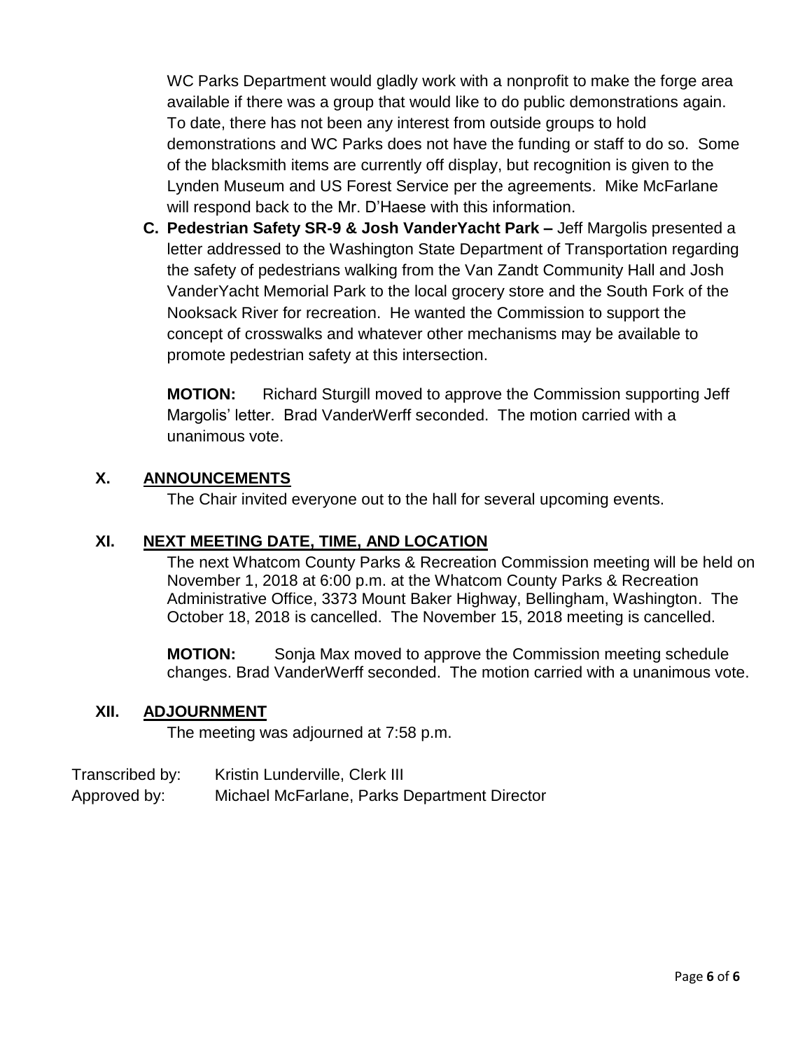WC Parks Department would gladly work with a nonprofit to make the forge area available if there was a group that would like to do public demonstrations again. To date, there has not been any interest from outside groups to hold demonstrations and WC Parks does not have the funding or staff to do so. Some of the blacksmith items are currently off display, but recognition is given to the Lynden Museum and US Forest Service per the agreements. Mike McFarlane will respond back to the Mr. D'Haese with this information.

**C. Pedestrian Safety SR-9 & Josh VanderYacht Park –** Jeff Margolis presented a letter addressed to the Washington State Department of Transportation regarding the safety of pedestrians walking from the Van Zandt Community Hall and Josh VanderYacht Memorial Park to the local grocery store and the South Fork of the Nooksack River for recreation. He wanted the Commission to support the concept of crosswalks and whatever other mechanisms may be available to promote pedestrian safety at this intersection.

**MOTION:** Richard Sturgill moved to approve the Commission supporting Jeff Margolis' letter. Brad VanderWerff seconded. The motion carried with a unanimous vote.

## X. ANNOUNCEMENTS

The Chair invited everyone out to the hall for several upcoming events.

## XI. NEXT MEETING DATE, TIME, AND LOCATION

The next Whatcom County Parks & Recreation Commission meeting will be held on November 1, 2018 at 6:00 p.m. at the Whatcom County Parks & Recreation Administrative Office, 3373 Mount Baker Highway, Bellingham, Washington. The October 18, 2018 is cancelled. The November 15, 2018 meeting is cancelled.

**MOTION:** Sonja Max moved to approve the Commission meeting schedule changes. Brad VanderWerff seconded. The motion carried with a unanimous vote.

## XII. ADJOURNMENT

The meeting was adjourned at 7:58 p.m.

Transcribed by: Kristin Lunderville, Clerk III
Approved by: Michael McFarlane, Parks Department Director